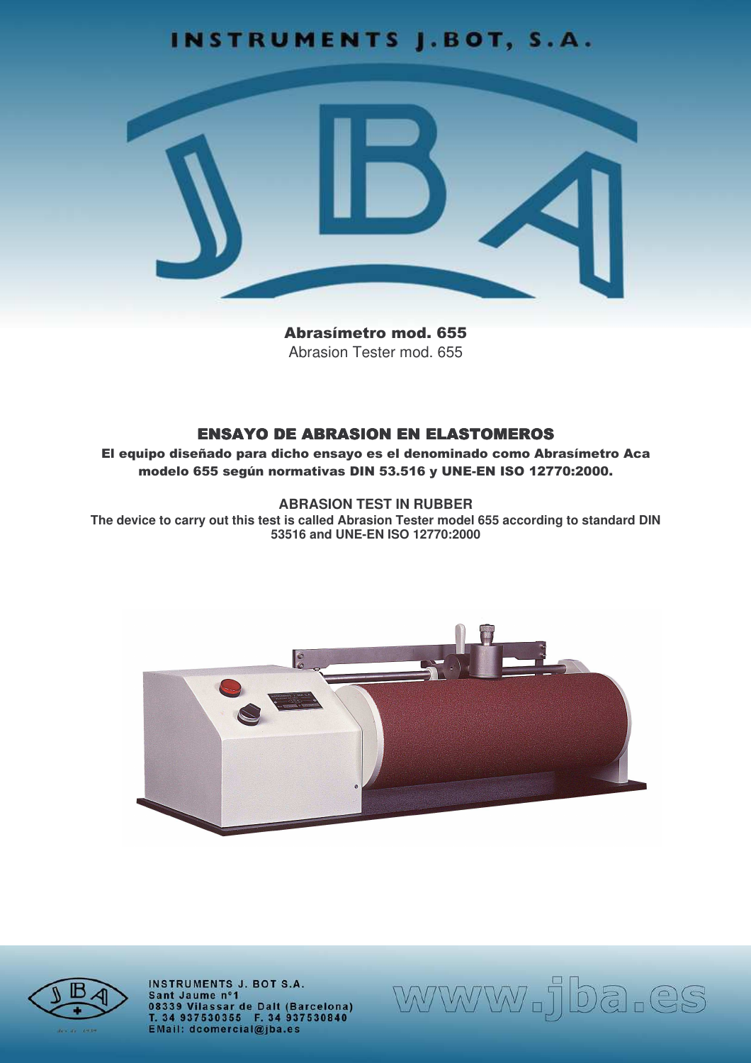# INSTRUMENTS J.BOT, S.A.

**Abrasímetro mod. 655**

Abrasion Tester mod. 655

## ENSAYO DE ABRASION EN ELASTOMEROS

**El equipo diseñado para dicho ensayo es el denominado como Abrasímetro Aca modelo 655 según normativas DIN 53.516 y UNE-EN ISO 12770:2000.**

## ABRASION TEST IN RUBBER

**The device to carry out this test is called Abrasion Tester model 655 according to standard DIN 53516 and UNE-EN ISO 12770:2000**

INSTRUMENTS J. BOT S.A.
Sant Jaume nº1
08339 Vilassar de Dalt (Barcelona)
T. 34 937530355 F. 34 937530840
EMail: dcomercial@jba.es

www.jba.es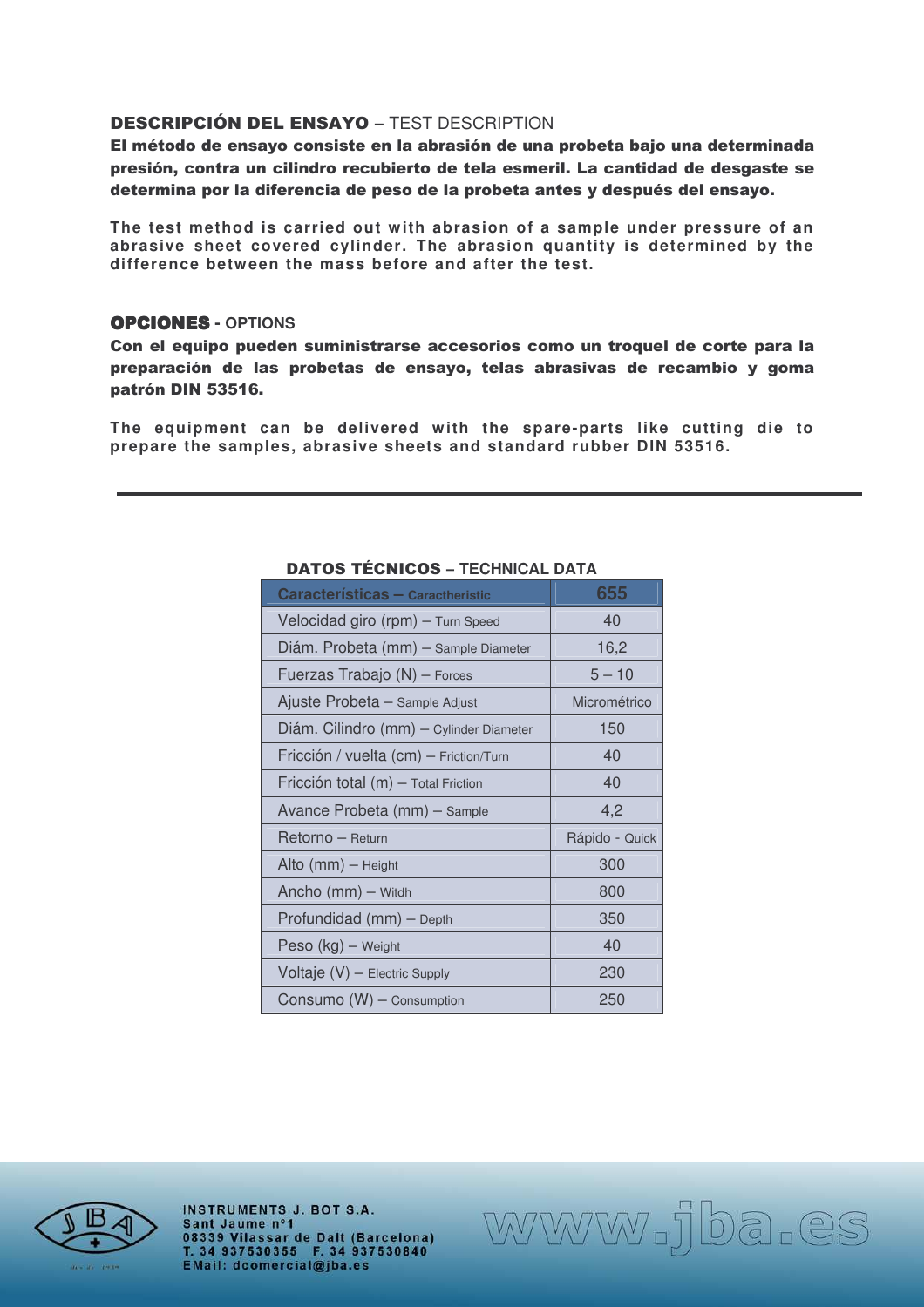## DESCRIPCIÓN DEL ENSAYO – TEST DESCRIPTION

**El método de ensayo consiste en la abrasión de una probeta bajo una determinada presión, contra un cilindro recubierto de tela esmeril. La cantidad de desgaste se determina por la diferencia de peso de la probeta antes y después del ensayo.**

**The test method is carried out with abrasion of a sample under pressure of an abrasive sheet covered cylinder. The abrasion quantity is determined by the difference between the mass before and after the test.**

## OPCIONES - OPTIONS

**Con el equipo pueden suministrarse accesorios como un troquel de corte para la preparación de las probetas de ensayo, telas abrasivas de recambio y goma patrón DIN 53516.**

**The equipment can be delivered with the spare-parts like cutting die to prepare the samples, abrasive sheets and standard rubber DIN 53516.**

---

### DATOS TÉCNICOS – TECHNICAL DATA

| Características – Caractheristic | 655 |
|---|---|
| Velocidad giro (rpm) – Turn Speed | 40 |
| Diám. Probeta (mm) – Sample Diameter | 16,2 |
| Fuerzas Trabajo (N) – Forces | 5 – 10 |
| Ajuste Probeta – Sample Adjust | Micrométrico |
| Diám. Cilindro (mm) – Cylinder Diameter | 150 |
| Fricción / vuelta (cm) – Friction/Turn | 40 |
| Fricción total (m) – Total Friction | 40 |
| Avance Probeta (mm) – Sample | 4,2 |
| Retorno – Return | Rápido - Quick |
| Alto (mm) – Height | 300 |
| Ancho (mm) – Witdh | 800 |
| Profundidad (mm) – Depth | 350 |
| Peso (kg) – Weight | 40 |
| Voltaje (V) – Electric Supply | 230 |
| Consumo (W) – Consumption | 250 |

INSTRUMENTS J. BOT S.A.
Sant Jaume nº1
08339 Vilassar de Dalt (Barcelona)
T. 34 937530355 F. 34 937530840
EMail: dcomercial@jba.es

www.jba.es